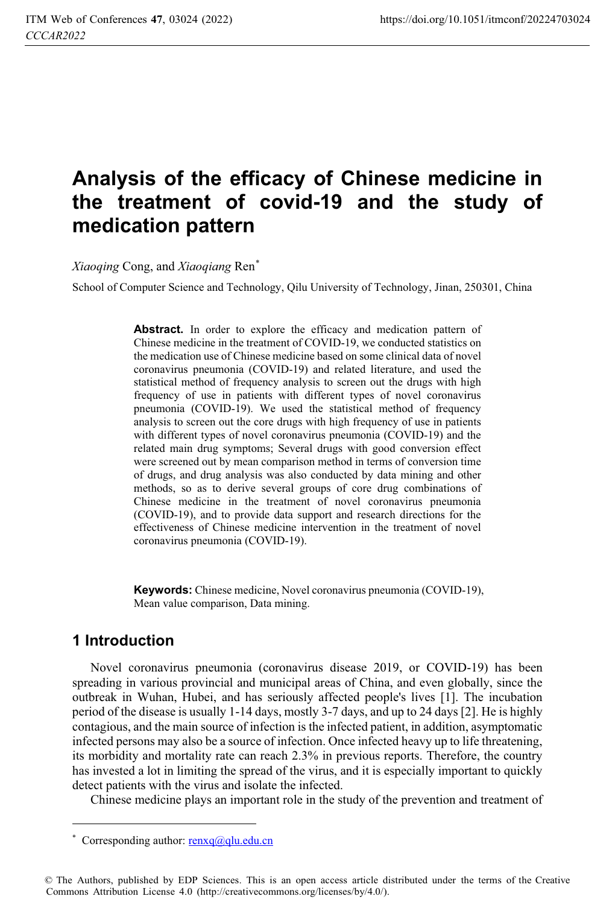# Analysis of the efficacy of Chinese medicine in the treatment of covid-19 and the study of medication pattern

*Xiaoqing* Cong, and *Xiaoqiang* Ren*

School of Computer Science and Technology, Qilu University of Technology, Jinan, 250301, China

**Abstract.** In order to explore the efficacy and medication pattern of Chinese medicine in the treatment of COVID-19, we conducted statistics on the medication use of Chinese medicine based on some clinical data of novel coronavirus pneumonia (COVID-19) and related literature, and used the statistical method of frequency analysis to screen out the drugs with high frequency of use in patients with different types of novel coronavirus pneumonia (COVID-19). We used the statistical method of frequency analysis to screen out the core drugs with high frequency of use in patients with different types of novel coronavirus pneumonia (COVID-19) and the related main drug symptoms; Several drugs with good conversion effect were screened out by mean comparison method in terms of conversion time of drugs, and drug analysis was also conducted by data mining and other methods, so as to derive several groups of core drug combinations of Chinese medicine in the treatment of novel coronavirus pneumonia (COVID-19), and to provide data support and research directions for the effectiveness of Chinese medicine intervention in the treatment of novel coronavirus pneumonia (COVID-19).

**Keywords:** Chinese medicine, Novel coronavirus pneumonia (COVID-19), Mean value comparison, Data mining.

## 1 Introduction

Novel coronavirus pneumonia (coronavirus disease 2019, or COVID-19) has been spreading in various provincial and municipal areas of China, and even globally, since the outbreak in Wuhan, Hubei, and has seriously affected people's lives [1]. The incubation period of the disease is usually 1-14 days, mostly 3-7 days, and up to 24 days [2]. He is highly contagious, and the main source of infection is the infected patient, in addition, asymptomatic infected persons may also be a source of infection. Once infected heavy up to life threatening, its morbidity and mortality rate can reach 2.3% in previous reports. Therefore, the country has invested a lot in limiting the spread of the virus, and it is especially important to quickly detect patients with the virus and isolate the infected.

Chinese medicine plays an important role in the study of the prevention and treatment of

* Corresponding author: renxq@qlu.edu.cn

© The Authors, published by EDP Sciences. This is an open access article distributed under the terms of the Creative Commons Attribution License 4.0 (http://creativecommons.org/licenses/by/4.0/).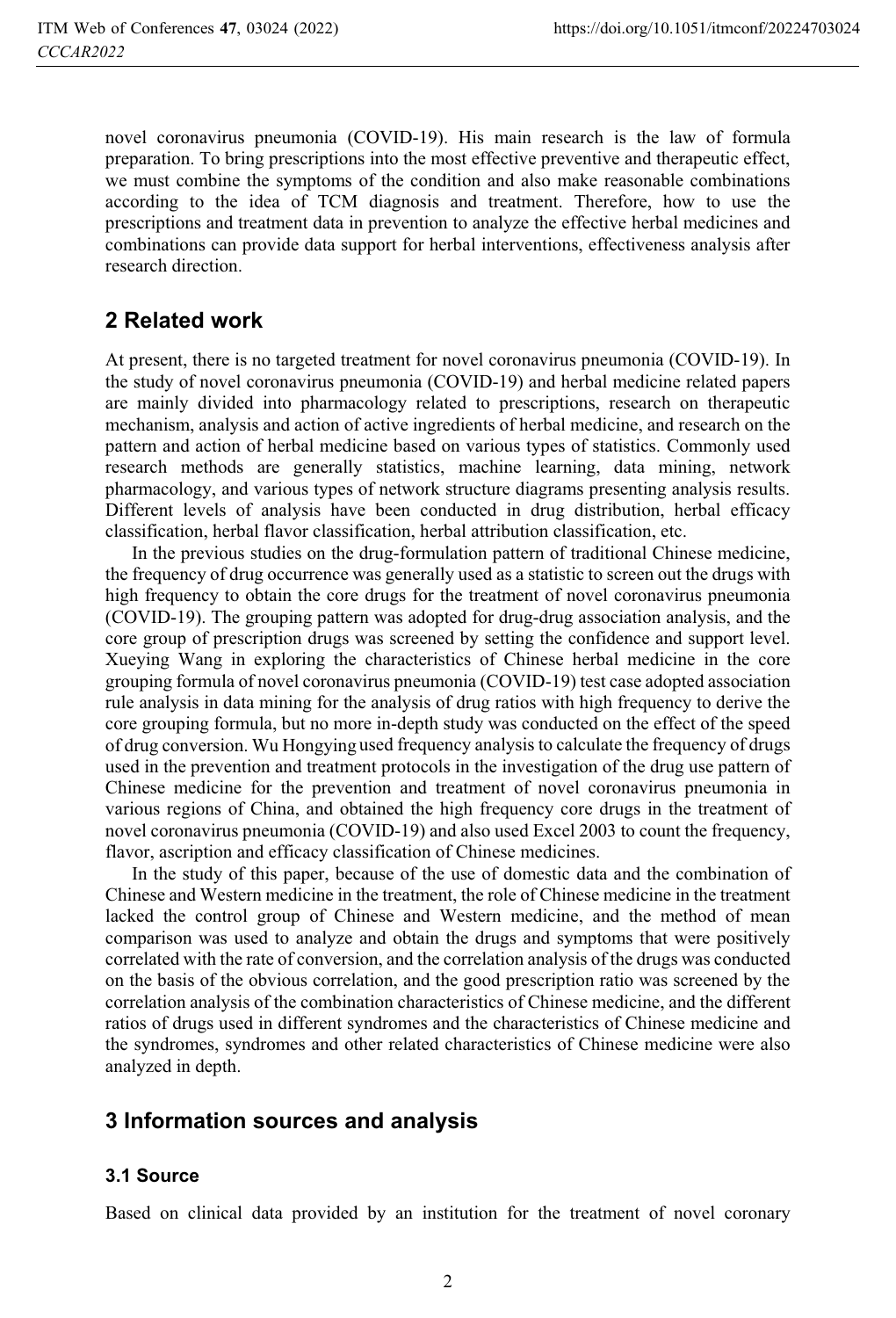novel coronavirus pneumonia (COVID-19). His main research is the law of formula preparation. To bring prescriptions into the most effective preventive and therapeutic effect, we must combine the symptoms of the condition and also make reasonable combinations according to the idea of TCM diagnosis and treatment. Therefore, how to use the prescriptions and treatment data in prevention to analyze the effective herbal medicines and combinations can provide data support for herbal interventions, effectiveness analysis after research direction.

## 2 Related work

At present, there is no targeted treatment for novel coronavirus pneumonia (COVID-19). In the study of novel coronavirus pneumonia (COVID-19) and herbal medicine related papers are mainly divided into pharmacology related to prescriptions, research on therapeutic mechanism, analysis and action of active ingredients of herbal medicine, and research on the pattern and action of herbal medicine based on various types of statistics. Commonly used research methods are generally statistics, machine learning, data mining, network pharmacology, and various types of network structure diagrams presenting analysis results. Different levels of analysis have been conducted in drug distribution, herbal efficacy classification, herbal flavor classification, herbal attribution classification, etc.

In the previous studies on the drug-formulation pattern of traditional Chinese medicine, the frequency of drug occurrence was generally used as a statistic to screen out the drugs with high frequency to obtain the core drugs for the treatment of novel coronavirus pneumonia (COVID-19). The grouping pattern was adopted for drug-drug association analysis, and the core group of prescription drugs was screened by setting the confidence and support level. Xueying Wang in exploring the characteristics of Chinese herbal medicine in the core grouping formula of novel coronavirus pneumonia (COVID-19) test case adopted association rule analysis in data mining for the analysis of drug ratios with high frequency to derive the core grouping formula, but no more in-depth study was conducted on the effect of the speed of drug conversion. Wu Hongying used frequency analysis to calculate the frequency of drugs used in the prevention and treatment protocols in the investigation of the drug use pattern of Chinese medicine for the prevention and treatment of novel coronavirus pneumonia in various regions of China, and obtained the high frequency core drugs in the treatment of novel coronavirus pneumonia (COVID-19) and also used Excel 2003 to count the frequency, flavor, ascription and efficacy classification of Chinese medicines.

In the study of this paper, because of the use of domestic data and the combination of Chinese and Western medicine in the treatment, the role of Chinese medicine in the treatment lacked the control group of Chinese and Western medicine, and the method of mean comparison was used to analyze and obtain the drugs and symptoms that were positively correlated with the rate of conversion, and the correlation analysis of the drugs was conducted on the basis of the obvious correlation, and the good prescription ratio was screened by the correlation analysis of the combination characteristics of Chinese medicine, and the different ratios of drugs used in different syndromes and the characteristics of Chinese medicine and the syndromes, syndromes and other related characteristics of Chinese medicine were also analyzed in depth.

## 3 Information sources and analysis

### 3.1 Source

Based on clinical data provided by an institution for the treatment of novel coronary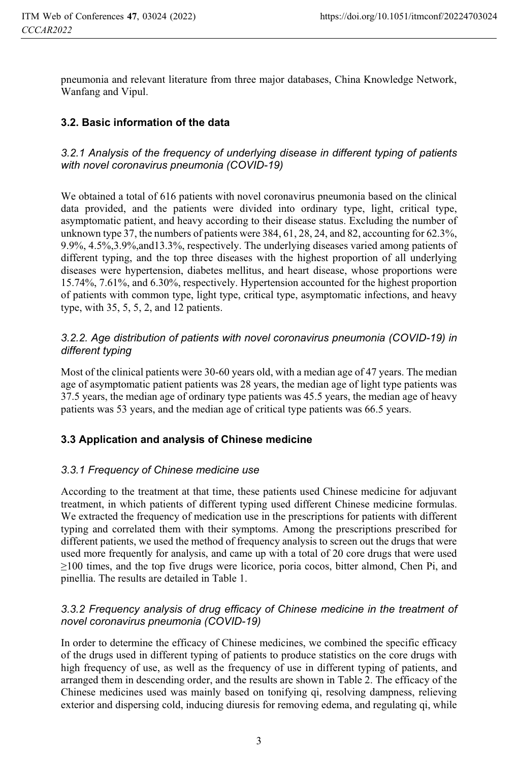pneumonia and relevant literature from three major databases, China Knowledge Network, Wanfang and Vipul.

### 3.2. Basic information of the data

#### *3.2.1 Analysis of the frequency of underlying disease in different typing of patients with novel coronavirus pneumonia (COVID-19)*

We obtained a total of 616 patients with novel coronavirus pneumonia based on the clinical data provided, and the patients were divided into ordinary type, light, critical type, asymptomatic patient, and heavy according to their disease status. Excluding the number of unknown type 37, the numbers of patients were 384, 61, 28, 24, and 82, accounting for 62.3%, 9.9%, 4.5%,3.9%,and13.3%, respectively. The underlying diseases varied among patients of different typing, and the top three diseases with the highest proportion of all underlying diseases were hypertension, diabetes mellitus, and heart disease, whose proportions were 15.74%, 7.61%, and 6.30%, respectively. Hypertension accounted for the highest proportion of patients with common type, light type, critical type, asymptomatic infections, and heavy type, with 35, 5, 5, 2, and 12 patients.

#### *3.2.2. Age distribution of patients with novel coronavirus pneumonia (COVID-19) in different typing*

Most of the clinical patients were 30-60 years old, with a median age of 47 years. The median age of asymptomatic patient patients was 28 years, the median age of light type patients was 37.5 years, the median age of ordinary type patients was 45.5 years, the median age of heavy patients was 53 years, and the median age of critical type patients was 66.5 years.

### 3.3 Application and analysis of Chinese medicine

#### *3.3.1 Frequency of Chinese medicine use*

According to the treatment at that time, these patients used Chinese medicine for adjuvant treatment, in which patients of different typing used different Chinese medicine formulas. We extracted the frequency of medication use in the prescriptions for patients with different typing and correlated them with their symptoms. Among the prescriptions prescribed for different patients, we used the method of frequency analysis to screen out the drugs that were used more frequently for analysis, and came up with a total of 20 core drugs that were used ≥100 times, and the top five drugs were licorice, poria cocos, bitter almond, Chen Pi, and pinellia. The results are detailed in Table 1.

#### *3.3.2 Frequency analysis of drug efficacy of Chinese medicine in the treatment of novel coronavirus pneumonia (COVID-19)*

In order to determine the efficacy of Chinese medicines, we combined the specific efficacy of the drugs used in different typing of patients to produce statistics on the core drugs with high frequency of use, as well as the frequency of use in different typing of patients, and arranged them in descending order, and the results are shown in Table 2. The efficacy of the Chinese medicines used was mainly based on tonifying qi, resolving dampness, relieving exterior and dispersing cold, inducing diuresis for removing edema, and regulating qi, while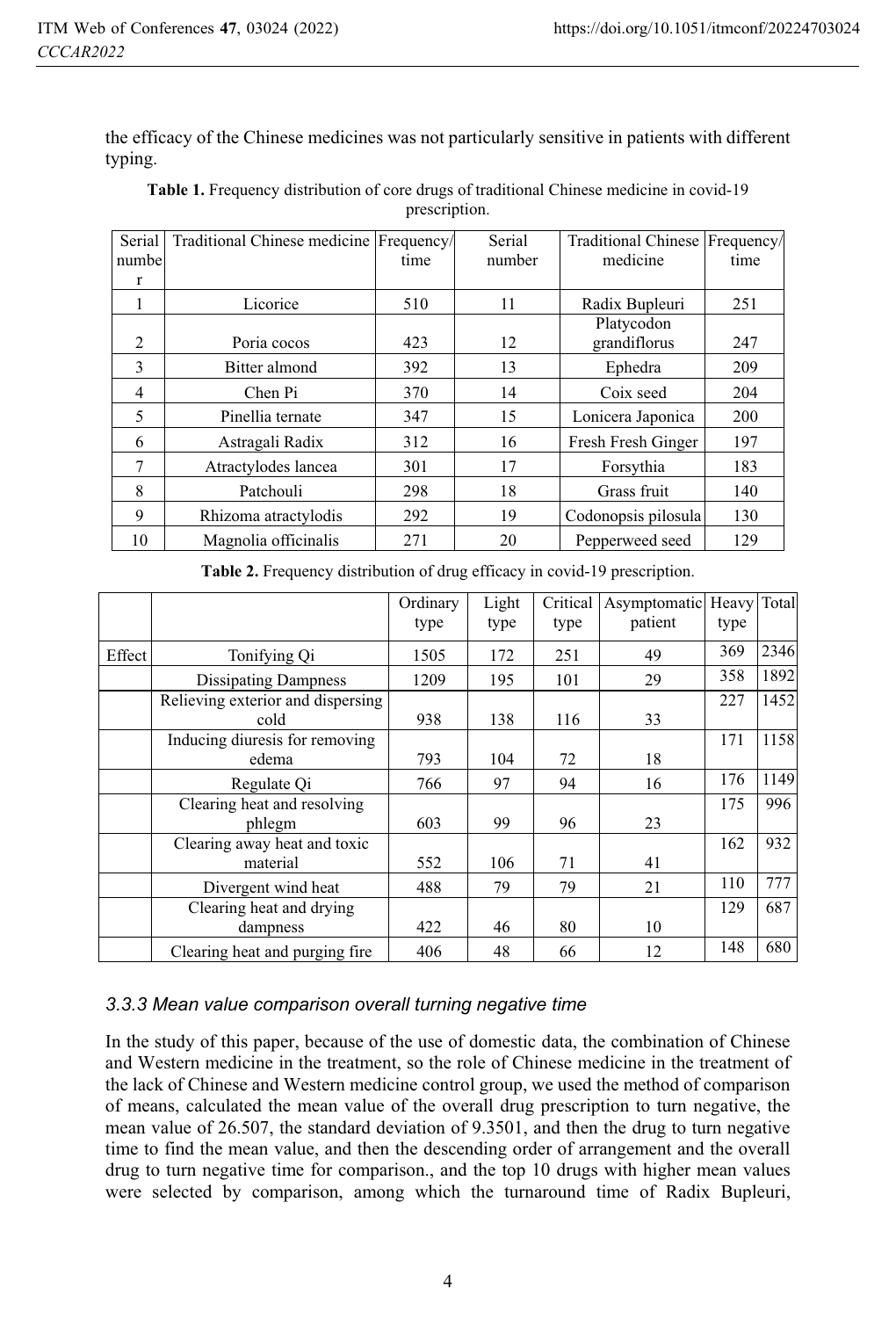the efficacy of the Chinese medicines was not particularly sensitive in patients with different typing.

**Table 1.** Frequency distribution of core drugs of traditional Chinese medicine in covid-19 prescription.

| Serial number | Traditional Chinese medicine | Frequency/ time | Serial number | Traditional Chinese medicine | Frequency/ time |
|---|---|---|---|---|---|
| 1 | Licorice | 510 | 11 | Radix Bupleuri | 251 |
| 2 | Poria cocos | 423 | 12 | Platycodon grandiflorus | 247 |
| 3 | Bitter almond | 392 | 13 | Ephedra | 209 |
| 4 | Chen Pi | 370 | 14 | Coix seed | 204 |
| 5 | Pinellia ternate | 347 | 15 | Lonicera Japonica | 200 |
| 6 | Astragali Radix | 312 | 16 | Fresh Fresh Ginger | 197 |
| 7 | Atractylodes lancea | 301 | 17 | Forsythia | 183 |
| 8 | Patchouli | 298 | 18 | Grass fruit | 140 |
| 9 | Rhizoma atractylodis | 292 | 19 | Codonopsis pilosula | 130 |
| 10 | Magnolia officinalis | 271 | 20 | Pepperweed seed | 129 |

**Table 2.** Frequency distribution of drug efficacy in covid-19 prescription.

| | | Ordinary type | Light type | Critical type | Asymptomatic patient | Heavy type | Total |
|---|---|---|---|---|---|---|---|
| Effect | Tonifying Qi | 1505 | 172 | 251 | 49 | 369 | 2346 |
| | Dissipating Dampness | 1209 | 195 | 101 | 29 | 358 | 1892 |
| | Relieving exterior and dispersing cold | 938 | 138 | 116 | 33 | 227 | 1452 |
| | Inducing diuresis for removing edema | 793 | 104 | 72 | 18 | 171 | 1158 |
| | Regulate Qi | 766 | 97 | 94 | 16 | 176 | 1149 |
| | Clearing heat and resolving phlegm | 603 | 99 | 96 | 23 | 175 | 996 |
| | Clearing away heat and toxic material | 552 | 106 | 71 | 41 | 162 | 932 |
| | Divergent wind heat | 488 | 79 | 79 | 21 | 110 | 777 |
| | Clearing heat and drying dampness | 422 | 46 | 80 | 10 | 129 | 687 |
| | Clearing heat and purging fire | 406 | 48 | 66 | 12 | 148 | 680 |

### *3.3.3 Mean value comparison overall turning negative time*

In the study of this paper, because of the use of domestic data, the combination of Chinese and Western medicine in the treatment, so the role of Chinese medicine in the treatment of the lack of Chinese and Western medicine control group, we used the method of comparison of means, calculated the mean value of the overall drug prescription to turn negative, the mean value of 26.507, the standard deviation of 9.3501, and then the drug to turn negative time to find the mean value, and then the descending order of arrangement and the overall drug to turn negative time for comparison., and the top 10 drugs with higher mean values were selected by comparison, among which the turnaround time of Radix Bupleuri,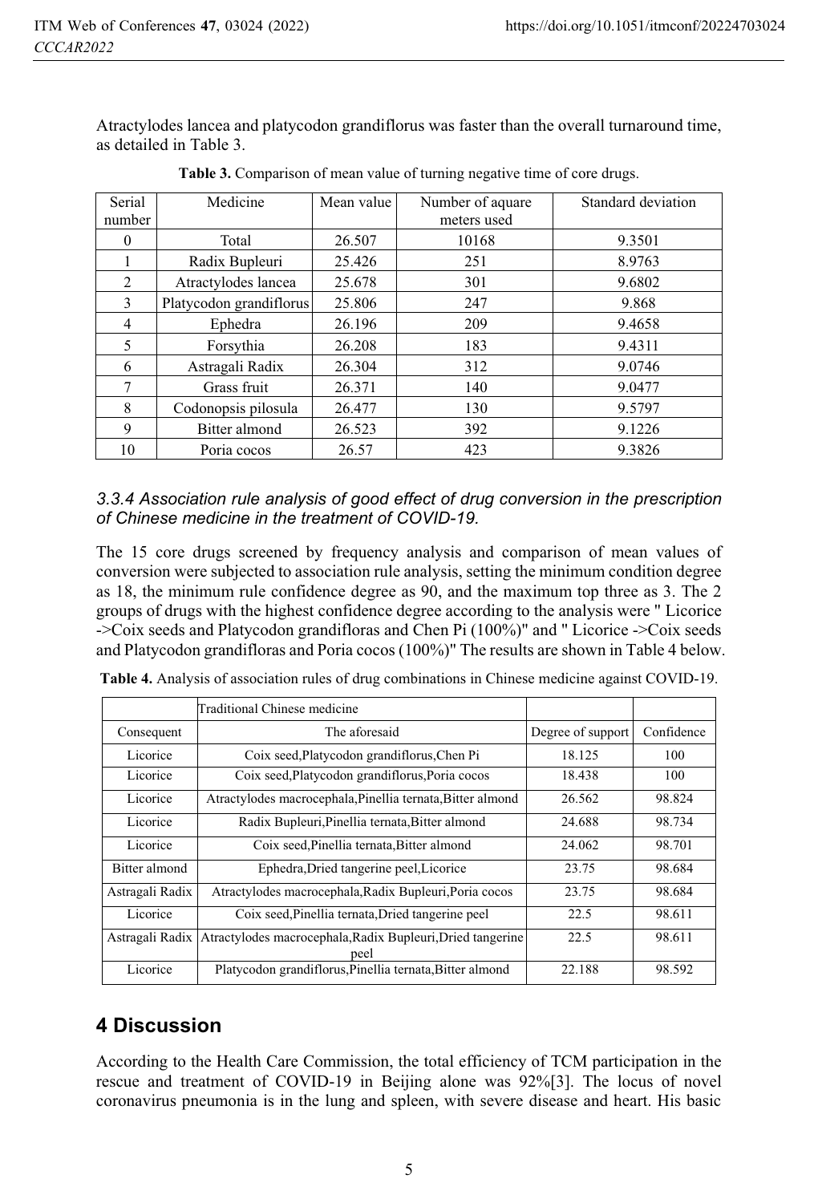Atractylodes lancea and platycodon grandiflorus was faster than the overall turnaround time, as detailed in Table 3.

**Table 3.** Comparison of mean value of turning negative time of core drugs.

| Serial number | Medicine | Mean value | Number of aquare meters used | Standard deviation |
|---|---|---|---|---|
| 0 | Total | 26.507 | 10168 | 9.3501 |
| 1 | Radix Bupleuri | 25.426 | 251 | 8.9763 |
| 2 | Atractylodes lancea | 25.678 | 301 | 9.6802 |
| 3 | Platycodon grandiflorus | 25.806 | 247 | 9.868 |
| 4 | Ephedra | 26.196 | 209 | 9.4658 |
| 5 | Forsythia | 26.208 | 183 | 9.4311 |
| 6 | Astragali Radix | 26.304 | 312 | 9.0746 |
| 7 | Grass fruit | 26.371 | 140 | 9.0477 |
| 8 | Codonopsis pilosula | 26.477 | 130 | 9.5797 |
| 9 | Bitter almond | 26.523 | 392 | 9.1226 |
| 10 | Poria cocos | 26.57 | 423 | 9.3826 |

### *3.3.4 Association rule analysis of good effect of drug conversion in the prescription of Chinese medicine in the treatment of COVID-19.*

The 15 core drugs screened by frequency analysis and comparison of mean values of conversion were subjected to association rule analysis, setting the minimum condition degree as 18, the minimum rule confidence degree as 90, and the maximum top three as 3. The 2 groups of drugs with the highest confidence degree according to the analysis were " Licorice ->Coix seeds and Platycodon grandifloras and Chen Pi (100%)" and " Licorice ->Coix seeds and Platycodon grandifloras and Poria cocos (100%)" The results are shown in Table 4 below.

**Table 4.** Analysis of association rules of drug combinations in Chinese medicine against COVID-19.

| | Traditional Chinese medicine | | |
|---|---|---|---|
| Consequent | The aforesaid | Degree of support | Confidence |
| Licorice | Coix seed,Platycodon grandiflorus,Chen Pi | 18.125 | 100 |
| Licorice | Coix seed,Platycodon grandiflorus,Poria cocos | 18.438 | 100 |
| Licorice | Atractylodes macrocephala,Pinellia ternata,Bitter almond | 26.562 | 98.824 |
| Licorice | Radix Bupleuri,Pinellia ternata,Bitter almond | 24.688 | 98.734 |
| Licorice | Coix seed,Pinellia ternata,Bitter almond | 24.062 | 98.701 |
| Bitter almond | Ephedra,Dried tangerine peel,Licorice | 23.75 | 98.684 |
| Astragali Radix | Atractylodes macrocephala,Radix Bupleuri,Poria cocos | 23.75 | 98.684 |
| Licorice | Coix seed,Pinellia ternata,Dried tangerine peel | 22.5 | 98.611 |
| Astragali Radix | Atractylodes macrocephala,Radix Bupleuri,Dried tangerine peel | 22.5 | 98.611 |
| Licorice | Platycodon grandiflorus,Pinellia ternata,Bitter almond | 22.188 | 98.592 |

## 4 Discussion

According to the Health Care Commission, the total efficiency of TCM participation in the rescue and treatment of COVID-19 in Beijing alone was 92%[3]. The locus of novel coronavirus pneumonia is in the lung and spleen, with severe disease and heart. His basic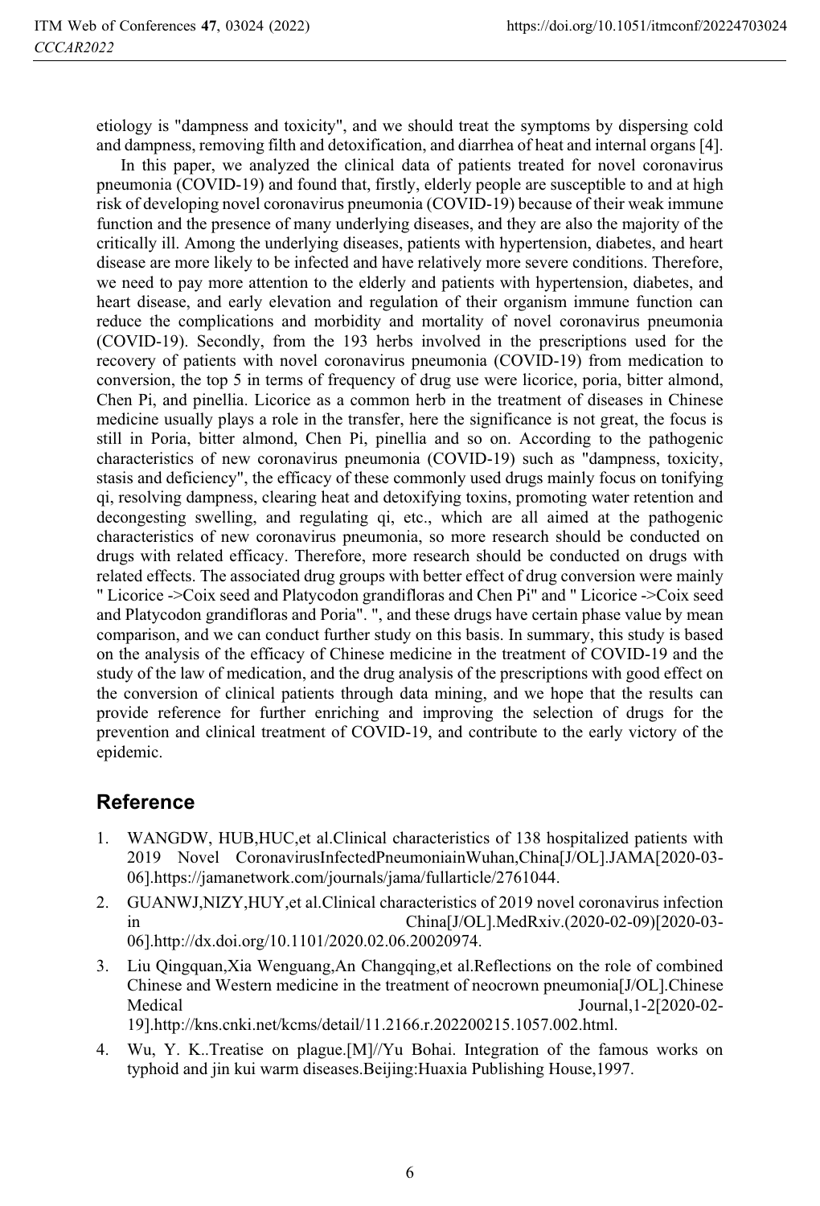etiology is "dampness and toxicity", and we should treat the symptoms by dispersing cold and dampness, removing filth and detoxification, and diarrhea of heat and internal organs [4].

In this paper, we analyzed the clinical data of patients treated for novel coronavirus pneumonia (COVID-19) and found that, firstly, elderly people are susceptible to and at high risk of developing novel coronavirus pneumonia (COVID-19) because of their weak immune function and the presence of many underlying diseases, and they are also the majority of the critically ill. Among the underlying diseases, patients with hypertension, diabetes, and heart disease are more likely to be infected and have relatively more severe conditions. Therefore, we need to pay more attention to the elderly and patients with hypertension, diabetes, and heart disease, and early elevation and regulation of their organism immune function can reduce the complications and morbidity and mortality of novel coronavirus pneumonia (COVID-19). Secondly, from the 193 herbs involved in the prescriptions used for the recovery of patients with novel coronavirus pneumonia (COVID-19) from medication to conversion, the top 5 in terms of frequency of drug use were licorice, poria, bitter almond, Chen Pi, and pinellia. Licorice as a common herb in the treatment of diseases in Chinese medicine usually plays a role in the transfer, here the significance is not great, the focus is still in Poria, bitter almond, Chen Pi, pinellia and so on. According to the pathogenic characteristics of new coronavirus pneumonia (COVID-19) such as "dampness, toxicity, stasis and deficiency", the efficacy of these commonly used drugs mainly focus on tonifying qi, resolving dampness, clearing heat and detoxifying toxins, promoting water retention and decongesting swelling, and regulating qi, etc., which are all aimed at the pathogenic characteristics of new coronavirus pneumonia, so more research should be conducted on drugs with related efficacy. Therefore, more research should be conducted on drugs with related effects. The associated drug groups with better effect of drug conversion were mainly " Licorice ->Coix seed and Platycodon grandifloras and Chen Pi" and " Licorice ->Coix seed and Platycodon grandifloras and Poria". ", and these drugs have certain phase value by mean comparison, and we can conduct further study on this basis. In summary, this study is based on the analysis of the efficacy of Chinese medicine in the treatment of COVID-19 and the study of the law of medication, and the drug analysis of the prescriptions with good effect on the conversion of clinical patients through data mining, and we hope that the results can provide reference for further enriching and improving the selection of drugs for the prevention and clinical treatment of COVID-19, and contribute to the early victory of the epidemic.

## Reference

1. WANGDW, HUB,HUC,et al.Clinical characteristics of 138 hospitalized patients with 2019 Novel CoronavirusInfectedPneumoniainWuhan,China[J/OL].JAMA[2020-03-06].https://jamanetwork.com/journals/jama/fullarticle/2761044.
2. GUANWJ,NIZY,HUY,et al.Clinical characteristics of 2019 novel coronavirus infection in China[J/OL].MedRxiv.(2020-02-09)[2020-03-06].http://dx.doi.org/10.1101/2020.02.06.20020974.
3. Liu Qingquan,Xia Wenguang,An Changqing,et al.Reflections on the role of combined Chinese and Western medicine in the treatment of neocrown pneumonia[J/OL].Chinese Medical Journal,1-2[2020-02-19].http://kns.cnki.net/kcms/detail/11.2166.r.202200215.1057.002.html.
4. Wu, Y. K..Treatise on plague.[M]//Yu Bohai. Integration of the famous works on typhoid and jin kui warm diseases.Beijing:Huaxia Publishing House,1997.